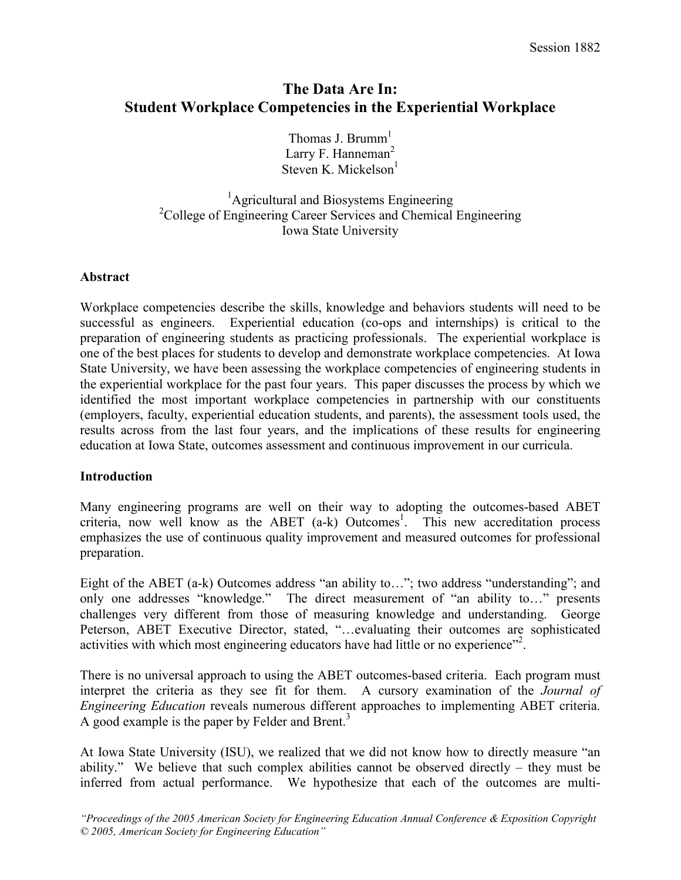# The Data Are In: Student Workplace Competencies in the Experiential Workplace

Thomas J. Brumm[1]
Larry F. Hanneman[2]
Steven K. Mickelson[1]

[1]Agricultural and Biosystems Engineering
[2]College of Engineering Career Services and Chemical Engineering
Iowa State University

## Abstract

Workplace competencies describe the skills, knowledge and behaviors students will need to be successful as engineers. Experiential education (co-ops and internships) is critical to the preparation of engineering students as practicing professionals. The experiential workplace is one of the best places for students to develop and demonstrate workplace competencies. At Iowa State University, we have been assessing the workplace competencies of engineering students in the experiential workplace for the past four years. This paper discusses the process by which we identified the most important workplace competencies in partnership with our constituents (employers, faculty, experiential education students, and parents), the assessment tools used, the results across from the last four years, and the implications of these results for engineering education at Iowa State, outcomes assessment and continuous improvement in our curricula.

## Introduction

Many engineering programs are well on their way to adopting the outcomes-based ABET criteria, now well know as the ABET (a-k) Outcomes[1]. This new accreditation process emphasizes the use of continuous quality improvement and measured outcomes for professional preparation.

Eight of the ABET (a-k) Outcomes address "an ability to…"; two address "understanding"; and only one addresses "knowledge." The direct measurement of "an ability to…" presents challenges very different from those of measuring knowledge and understanding. George Peterson, ABET Executive Director, stated, "…evaluating their outcomes are sophisticated activities with which most engineering educators have had little or no experience"[2].

There is no universal approach to using the ABET outcomes-based criteria. Each program must interpret the criteria as they see fit for them. A cursory examination of the *Journal of Engineering Education* reveals numerous different approaches to implementing ABET criteria. A good example is the paper by Felder and Brent.[3]

At Iowa State University (ISU), we realized that we did not know how to directly measure "an ability." We believe that such complex abilities cannot be observed directly – they must be inferred from actual performance. We hypothesize that each of the outcomes are multi-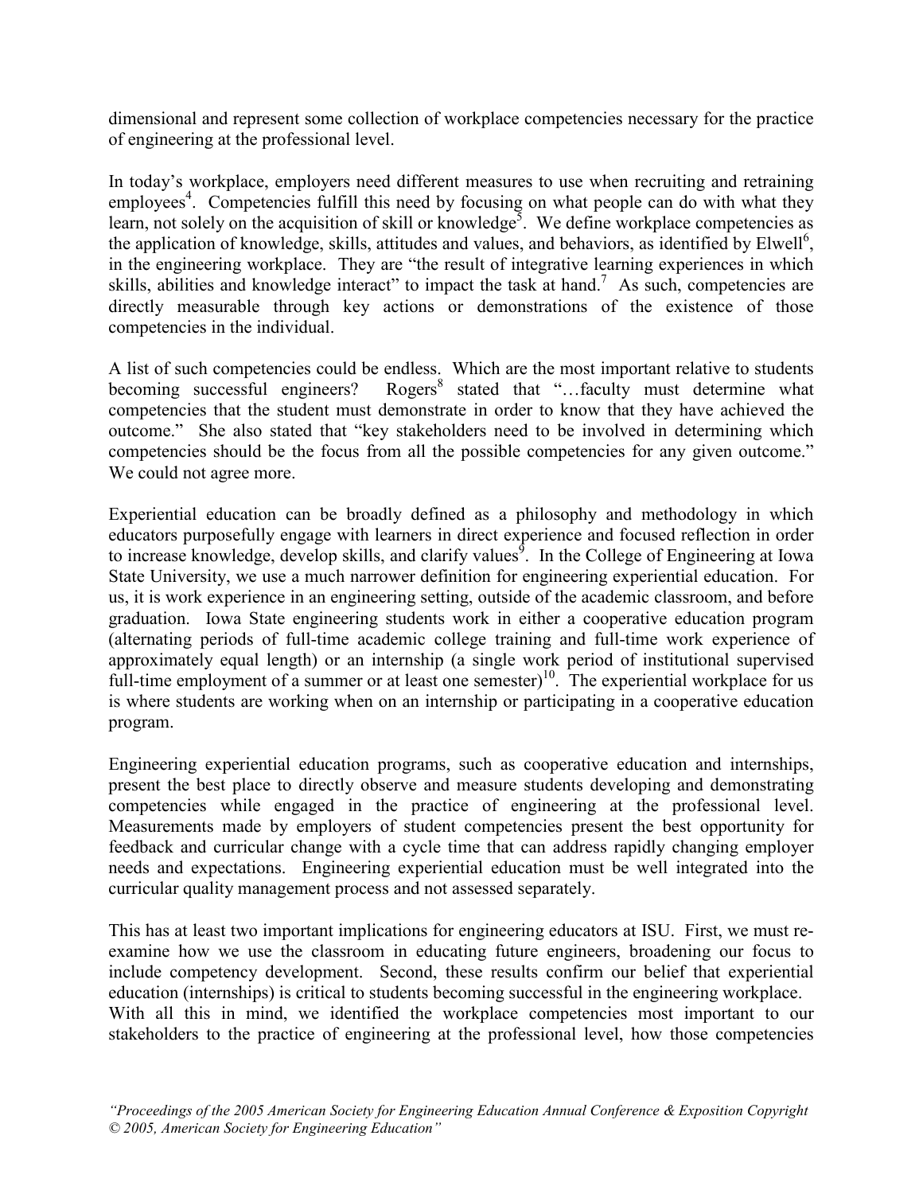dimensional and represent some collection of workplace competencies necessary for the practice of engineering at the professional level.

In today's workplace, employers need different measures to use when recruiting and retraining employees[4]. Competencies fulfill this need by focusing on what people can do with what they learn, not solely on the acquisition of skill or knowledge[5]. We define workplace competencies as the application of knowledge, skills, attitudes and values, and behaviors, as identified by Elwell[6], in the engineering workplace. They are "the result of integrative learning experiences in which skills, abilities and knowledge interact" to impact the task at hand.[7] As such, competencies are directly measurable through key actions or demonstrations of the existence of those competencies in the individual.

A list of such competencies could be endless. Which are the most important relative to students becoming successful engineers? Rogers[8] stated that "…faculty must determine what competencies that the student must demonstrate in order to know that they have achieved the outcome." She also stated that "key stakeholders need to be involved in determining which competencies should be the focus from all the possible competencies for any given outcome." We could not agree more.

Experiential education can be broadly defined as a philosophy and methodology in which educators purposefully engage with learners in direct experience and focused reflection in order to increase knowledge, develop skills, and clarify values[9]. In the College of Engineering at Iowa State University, we use a much narrower definition for engineering experiential education. For us, it is work experience in an engineering setting, outside of the academic classroom, and before graduation. Iowa State engineering students work in either a cooperative education program (alternating periods of full-time academic college training and full-time work experience of approximately equal length) or an internship (a single work period of institutional supervised full-time employment of a summer or at least one semester)[10]. The experiential workplace for us is where students are working when on an internship or participating in a cooperative education program.

Engineering experiential education programs, such as cooperative education and internships, present the best place to directly observe and measure students developing and demonstrating competencies while engaged in the practice of engineering at the professional level. Measurements made by employers of student competencies present the best opportunity for feedback and curricular change with a cycle time that can address rapidly changing employer needs and expectations. Engineering experiential education must be well integrated into the curricular quality management process and not assessed separately.

This has at least two important implications for engineering educators at ISU. First, we must re-examine how we use the classroom in educating future engineers, broadening our focus to include competency development. Second, these results confirm our belief that experiential education (internships) is critical to students becoming successful in the engineering workplace.
With all this in mind, we identified the workplace competencies most important to our stakeholders to the practice of engineering at the professional level, how those competencies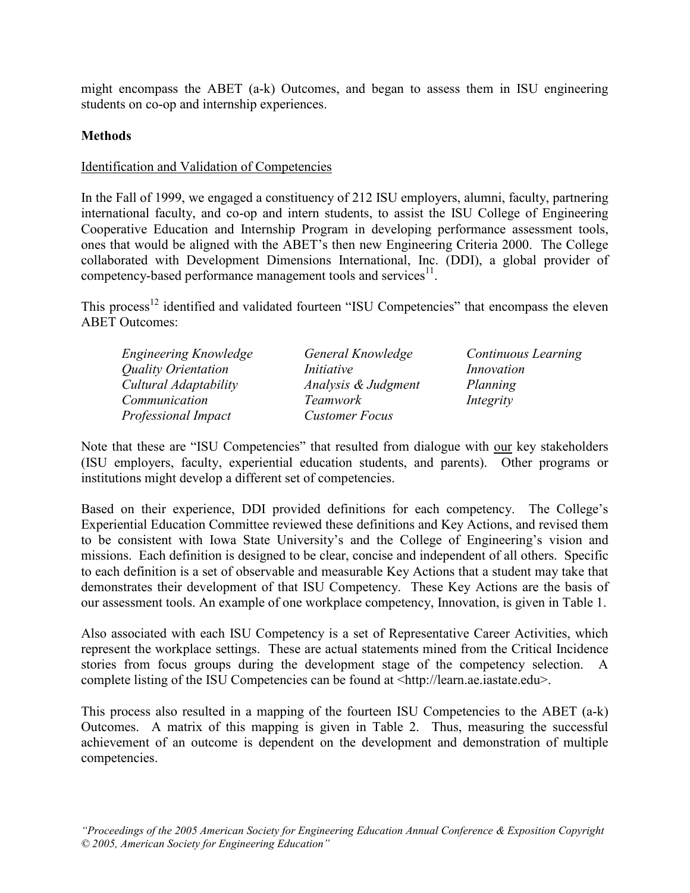might encompass the ABET (a-k) Outcomes, and began to assess them in ISU engineering students on co-op and internship experiences.

**Methods**

Identification and Validation of Competencies

In the Fall of 1999, we engaged a constituency of 212 ISU employers, alumni, faculty, partnering international faculty, and co-op and intern students, to assist the ISU College of Engineering Cooperative Education and Internship Program in developing performance assessment tools, ones that would be aligned with the ABET's then new Engineering Criteria 2000. The College collaborated with Development Dimensions International, Inc. (DDI), a global provider of competency-based performance management tools and services[11].

This process[12] identified and validated fourteen "ISU Competencies" that encompass the eleven ABET Outcomes:

| | | |
|---|---|---|
| *Engineering Knowledge* | *General Knowledge* | *Continuous Learning* |
| *Quality Orientation* | *Initiative* | *Innovation* |
| *Cultural Adaptability* | *Analysis & Judgment* | *Planning* |
| *Communication* | *Teamwork* | *Integrity* |
| *Professional Impact* | *Customer Focus* | |

Note that these are "ISU Competencies" that resulted from dialogue with our key stakeholders (ISU employers, faculty, experiential education students, and parents). Other programs or institutions might develop a different set of competencies.

Based on their experience, DDI provided definitions for each competency. The College's Experiential Education Committee reviewed these definitions and Key Actions, and revised them to be consistent with Iowa State University's and the College of Engineering's vision and missions. Each definition is designed to be clear, concise and independent of all others. Specific to each definition is a set of observable and measurable Key Actions that a student may take that demonstrates their development of that ISU Competency. These Key Actions are the basis of our assessment tools. An example of one workplace competency, Innovation, is given in Table 1.

Also associated with each ISU Competency is a set of Representative Career Activities, which represent the workplace settings. These are actual statements mined from the Critical Incidence stories from focus groups during the development stage of the competency selection. A complete listing of the ISU Competencies can be found at <http://learn.ae.iastate.edu>.

This process also resulted in a mapping of the fourteen ISU Competencies to the ABET (a-k) Outcomes. A matrix of this mapping is given in Table 2. Thus, measuring the successful achievement of an outcome is dependent on the development and demonstration of multiple competencies.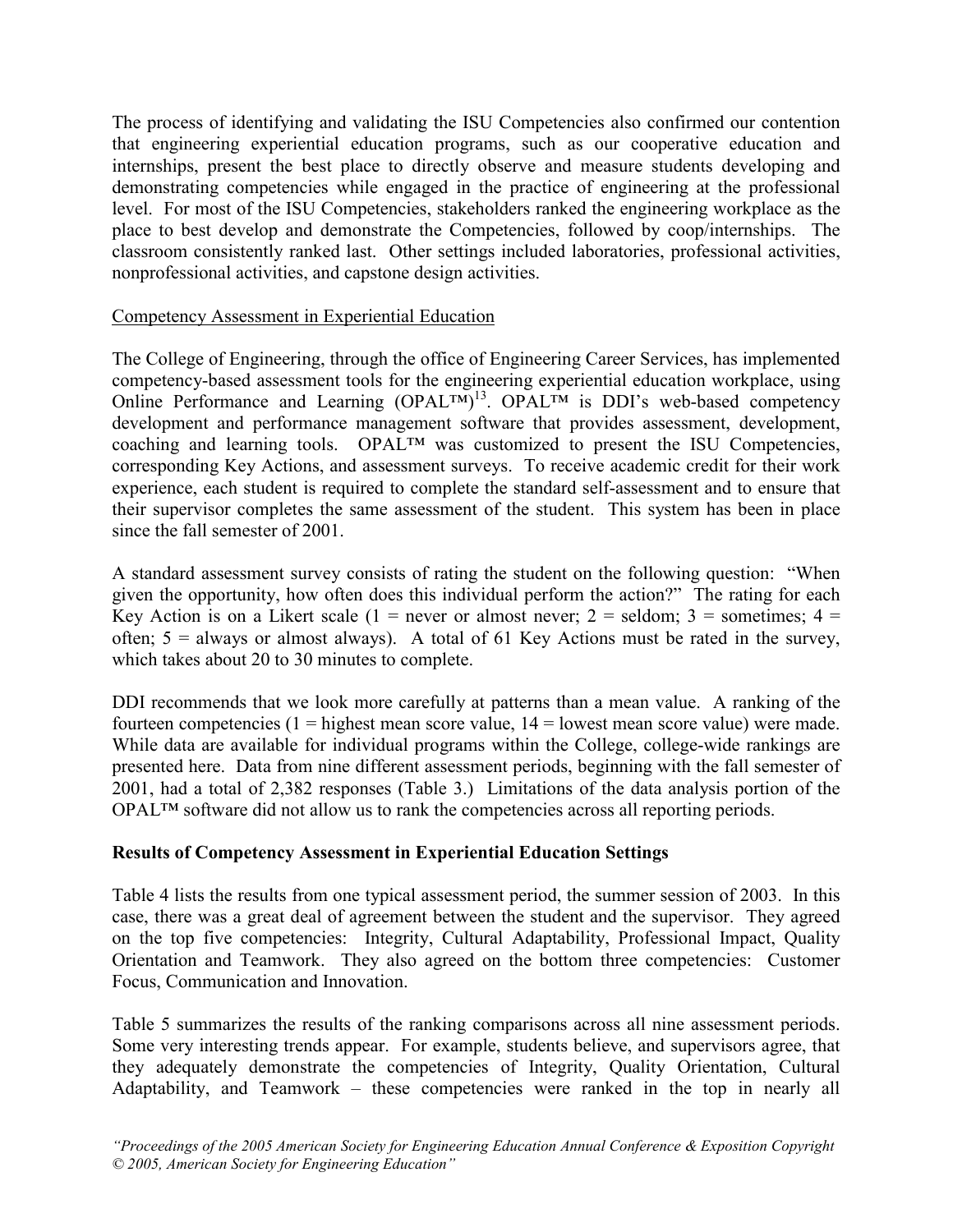The process of identifying and validating the ISU Competencies also confirmed our contention that engineering experiential education programs, such as our cooperative education and internships, present the best place to directly observe and measure students developing and demonstrating competencies while engaged in the practice of engineering at the professional level. For most of the ISU Competencies, stakeholders ranked the engineering workplace as the place to best develop and demonstrate the Competencies, followed by coop/internships. The classroom consistently ranked last. Other settings included laboratories, professional activities, nonprofessional activities, and capstone design activities.

Competency Assessment in Experiential Education

The College of Engineering, through the office of Engineering Career Services, has implemented competency-based assessment tools for the engineering experiential education workplace, using Online Performance and Learning (OPAL™)[13]. OPAL™ is DDI's web-based competency development and performance management software that provides assessment, development, coaching and learning tools. OPAL™ was customized to present the ISU Competencies, corresponding Key Actions, and assessment surveys. To receive academic credit for their work experience, each student is required to complete the standard self-assessment and to ensure that their supervisor completes the same assessment of the student. This system has been in place since the fall semester of 2001.

A standard assessment survey consists of rating the student on the following question: "When given the opportunity, how often does this individual perform the action?" The rating for each Key Action is on a Likert scale (1 = never or almost never; 2 = seldom; 3 = sometimes; 4 = often; 5 = always or almost always). A total of 61 Key Actions must be rated in the survey, which takes about 20 to 30 minutes to complete.

DDI recommends that we look more carefully at patterns than a mean value. A ranking of the fourteen competencies (1 = highest mean score value, 14 = lowest mean score value) were made. While data are available for individual programs within the College, college-wide rankings are presented here. Data from nine different assessment periods, beginning with the fall semester of 2001, had a total of 2,382 responses (Table 3.) Limitations of the data analysis portion of the OPAL™ software did not allow us to rank the competencies across all reporting periods.

**Results of Competency Assessment in Experiential Education Settings**

Table 4 lists the results from one typical assessment period, the summer session of 2003. In this case, there was a great deal of agreement between the student and the supervisor. They agreed on the top five competencies: Integrity, Cultural Adaptability, Professional Impact, Quality Orientation and Teamwork. They also agreed on the bottom three competencies: Customer Focus, Communication and Innovation.

Table 5 summarizes the results of the ranking comparisons across all nine assessment periods. Some very interesting trends appear. For example, students believe, and supervisors agree, that they adequately demonstrate the competencies of Integrity, Quality Orientation, Cultural Adaptability, and Teamwork – these competencies were ranked in the top in nearly all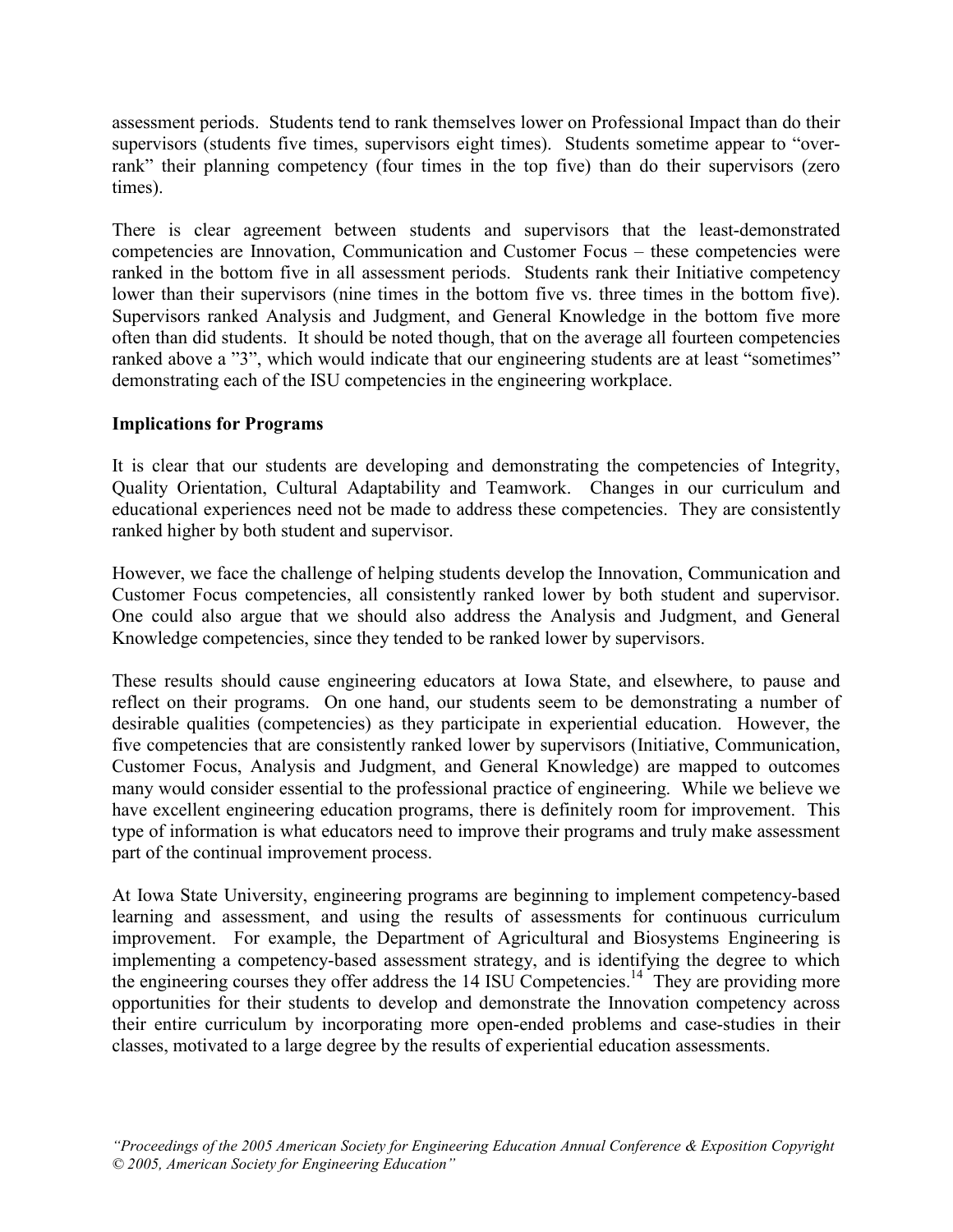assessment periods. Students tend to rank themselves lower on Professional Impact than do their supervisors (students five times, supervisors eight times). Students sometime appear to "over-rank" their planning competency (four times in the top five) than do their supervisors (zero times).

There is clear agreement between students and supervisors that the least-demonstrated competencies are Innovation, Communication and Customer Focus – these competencies were ranked in the bottom five in all assessment periods. Students rank their Initiative competency lower than their supervisors (nine times in the bottom five vs. three times in the bottom five). Supervisors ranked Analysis and Judgment, and General Knowledge in the bottom five more often than did students. It should be noted though, that on the average all fourteen competencies ranked above a "3", which would indicate that our engineering students are at least "sometimes" demonstrating each of the ISU competencies in the engineering workplace.

**Implications for Programs**

It is clear that our students are developing and demonstrating the competencies of Integrity, Quality Orientation, Cultural Adaptability and Teamwork. Changes in our curriculum and educational experiences need not be made to address these competencies. They are consistently ranked higher by both student and supervisor.

However, we face the challenge of helping students develop the Innovation, Communication and Customer Focus competencies, all consistently ranked lower by both student and supervisor. One could also argue that we should also address the Analysis and Judgment, and General Knowledge competencies, since they tended to be ranked lower by supervisors.

These results should cause engineering educators at Iowa State, and elsewhere, to pause and reflect on their programs. On one hand, our students seem to be demonstrating a number of desirable qualities (competencies) as they participate in experiential education. However, the five competencies that are consistently ranked lower by supervisors (Initiative, Communication, Customer Focus, Analysis and Judgment, and General Knowledge) are mapped to outcomes many would consider essential to the professional practice of engineering. While we believe we have excellent engineering education programs, there is definitely room for improvement. This type of information is what educators need to improve their programs and truly make assessment part of the continual improvement process.

At Iowa State University, engineering programs are beginning to implement competency-based learning and assessment, and using the results of assessments for continuous curriculum improvement. For example, the Department of Agricultural and Biosystems Engineering is implementing a competency-based assessment strategy, and is identifying the degree to which the engineering courses they offer address the 14 ISU Competencies.[14] They are providing more opportunities for their students to develop and demonstrate the Innovation competency across their entire curriculum by incorporating more open-ended problems and case-studies in their classes, motivated to a large degree by the results of experiential education assessments.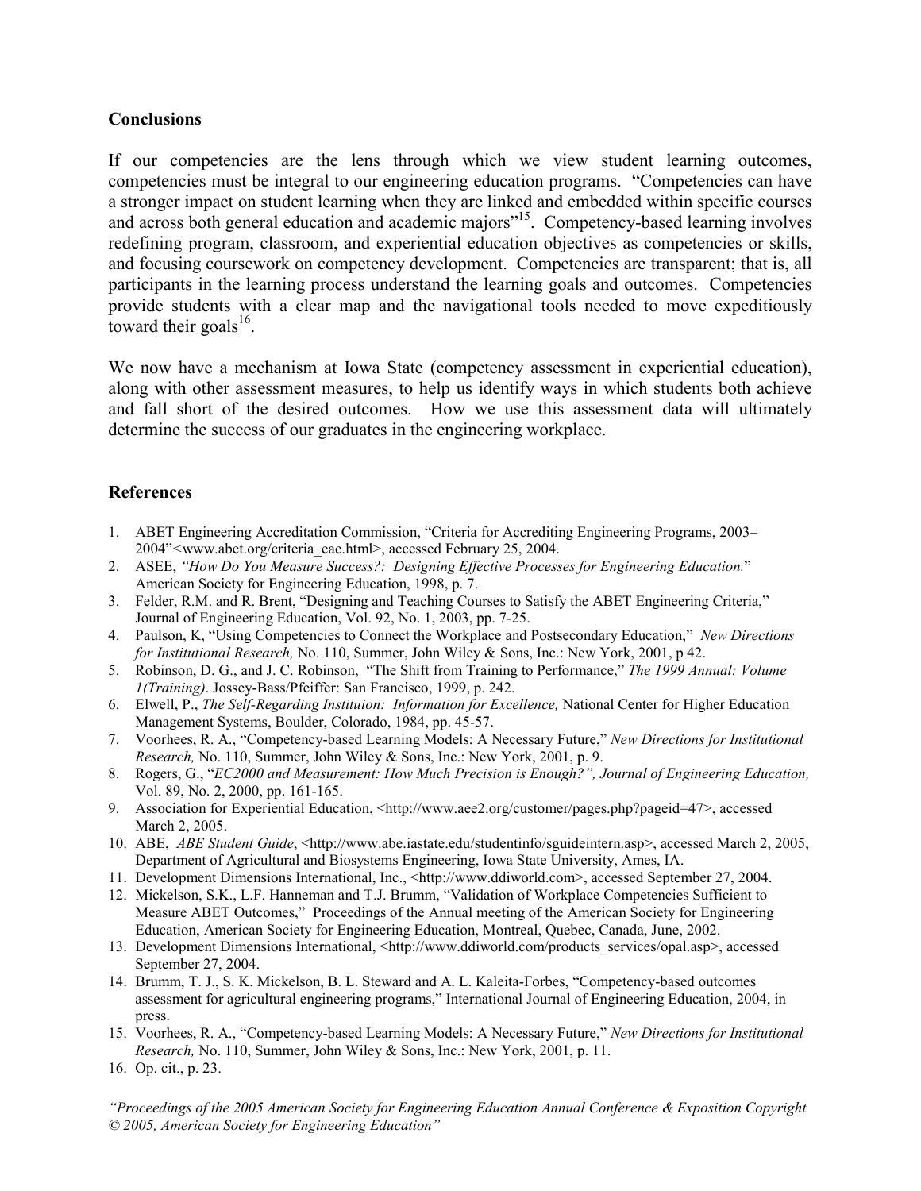## Conclusions

If our competencies are the lens through which we view student learning outcomes, competencies must be integral to our engineering education programs. "Competencies can have a stronger impact on student learning when they are linked and embedded within specific courses and across both general education and academic majors"[15]. Competency-based learning involves redefining program, classroom, and experiential education objectives as competencies or skills, and focusing coursework on competency development. Competencies are transparent; that is, all participants in the learning process understand the learning goals and outcomes. Competencies provide students with a clear map and the navigational tools needed to move expeditiously toward their goals[16].

We now have a mechanism at Iowa State (competency assessment in experiential education), along with other assessment measures, to help us identify ways in which students both achieve and fall short of the desired outcomes. How we use this assessment data will ultimately determine the success of our graduates in the engineering workplace.

## References

1. ABET Engineering Accreditation Commission, "Criteria for Accrediting Engineering Programs, 2003–2004"<www.abet.org/criteria_eac.html>, accessed February 25, 2004.
2. ASEE, *"How Do You Measure Success?: Designing Effective Processes for Engineering Education.*" American Society for Engineering Education, 1998, p. 7.
3. Felder, R.M. and R. Brent, "Designing and Teaching Courses to Satisfy the ABET Engineering Criteria," Journal of Engineering Education, Vol. 92, No. 1, 2003, pp. 7-25.
4. Paulson, K, "Using Competencies to Connect the Workplace and Postsecondary Education," *New Directions for Institutional Research,* No. 110, Summer, John Wiley & Sons, Inc.: New York, 2001, p 42.
5. Robinson, D. G., and J. C. Robinson, "The Shift from Training to Performance," *The 1999 Annual: Volume 1(Training)*. Jossey-Bass/Pfeiffer: San Francisco, 1999, p. 242.
6. Elwell, P., *The Self-Regarding Instituion: Information for Excellence,* National Center for Higher Education Management Systems, Boulder, Colorado, 1984, pp. 45-57.
7. Voorhees, R. A., "Competency-based Learning Models: A Necessary Future," *New Directions for Institutional Research,* No. 110, Summer, John Wiley & Sons, Inc.: New York, 2001, p. 9.
8. Rogers, G., "*EC2000 and Measurement: How Much Precision is Enough?", Journal of Engineering Education,* Vol. 89, No. 2, 2000, pp. 161-165.
9. Association for Experiential Education, <http://www.aee2.org/customer/pages.php?pageid=47>, accessed March 2, 2005.
10. ABE, *ABE Student Guide*, <http://www.abe.iastate.edu/studentinfo/sguideintern.asp>, accessed March 2, 2005, Department of Agricultural and Biosystems Engineering, Iowa State University, Ames, IA.
11. Development Dimensions International, Inc., <http://www.ddiworld.com>, accessed September 27, 2004.
12. Mickelson, S.K., L.F. Hanneman and T.J. Brumm, "Validation of Workplace Competencies Sufficient to Measure ABET Outcomes," Proceedings of the Annual meeting of the American Society for Engineering Education, American Society for Engineering Education, Montreal, Quebec, Canada, June, 2002.
13. Development Dimensions International, <http://www.ddiworld.com/products_services/opal.asp>, accessed September 27, 2004.
14. Brumm, T. J., S. K. Mickelson, B. L. Steward and A. L. Kaleita-Forbes, "Competency-based outcomes assessment for agricultural engineering programs," International Journal of Engineering Education, 2004, in press.
15. Voorhees, R. A., "Competency-based Learning Models: A Necessary Future," *New Directions for Institutional Research,* No. 110, Summer, John Wiley & Sons, Inc.: New York, 2001, p. 11.
16. Op. cit., p. 23.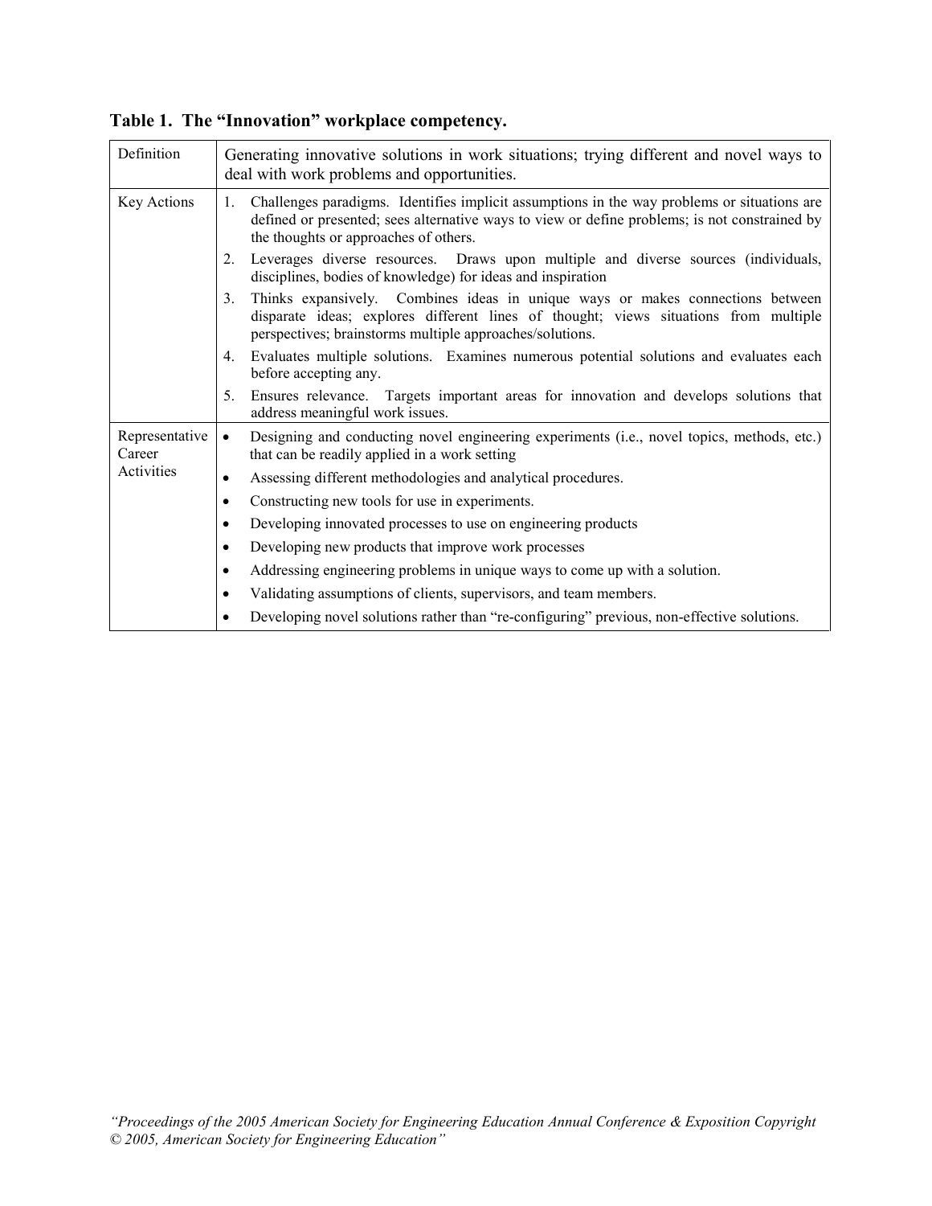**Table 1. The "Innovation" workplace competency.**

| | |
|---|---|
| Definition | Generating innovative solutions in work situations; trying different and novel ways to deal with work problems and opportunities. |
| Key Actions | 1. Challenges paradigms. Identifies implicit assumptions in the way problems or situations are defined or presented; sees alternative ways to view or define problems; is not constrained by the thoughts or approaches of others.<br>2. Leverages diverse resources. Draws upon multiple and diverse sources (individuals, disciplines, bodies of knowledge) for ideas and inspiration<br>3. Thinks expansively. Combines ideas in unique ways or makes connections between disparate ideas; explores different lines of thought; views situations from multiple perspectives; brainstorms multiple approaches/solutions.<br>4. Evaluates multiple solutions. Examines numerous potential solutions and evaluates each before accepting any.<br>5. Ensures relevance. Targets important areas for innovation and develops solutions that address meaningful work issues. |
| Representative Career Activities | • Designing and conducting novel engineering experiments (i.e., novel topics, methods, etc.) that can be readily applied in a work setting<br>• Assessing different methodologies and analytical procedures.<br>• Constructing new tools for use in experiments.<br>• Developing innovated processes to use on engineering products<br>• Developing new products that improve work processes<br>• Addressing engineering problems in unique ways to come up with a solution.<br>• Validating assumptions of clients, supervisors, and team members.<br>• Developing novel solutions rather than "re-configuring" previous, non-effective solutions. |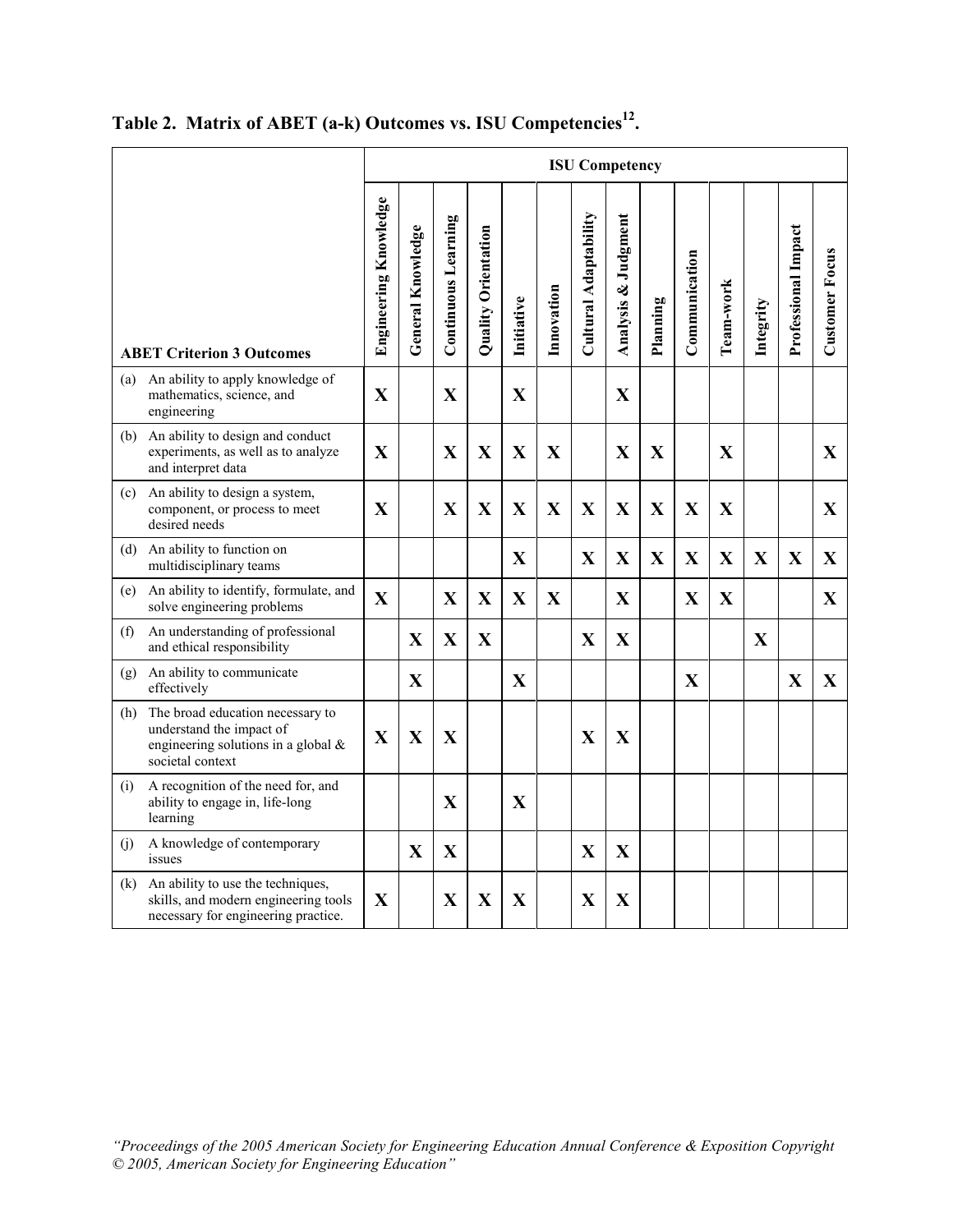**Table 2. Matrix of ABET (a-k) Outcomes vs. ISU Competencies[12].**

| ABET Criterion 3 Outcomes | ISU Competency | | | | | | | | | | | | | |
|---|---|---|---|---|---|---|---|---|---|---|---|---|---|---|
| | Engineering Knowledge | General Knowledge | Continuous Learning | Quality Orientation | Initiative | Innovation | Cultural Adaptability | Analysis & Judgment | Planning | Communication | Team-work | Integrity | Professional Impact | Customer Focus |
| (a) An ability to apply knowledge of mathematics, science, and engineering | X | | X | | X | | | X | | | | | | |
| (b) An ability to design and conduct experiments, as well as to analyze and interpret data | X | | X | X | X | X | | X | X | | X | | | X |
| (c) An ability to design a system, component, or process to meet desired needs | X | | X | X | X | X | X | X | X | X | X | | | X |
| (d) An ability to function on multidisciplinary teams | | | | | X | | X | X | X | X | X | X | X | X |
| (e) An ability to identify, formulate, and solve engineering problems | X | | X | X | X | X | | X | | X | X | | | X |
| (f) An understanding of professional and ethical responsibility | | X | X | X | | | X | X | | | | X | | |
| (g) An ability to communicate effectively | | X | | | X | | | | | X | | | X | X |
| (h) The broad education necessary to understand the impact of engineering solutions in a global & societal context | X | X | X | | | | X | X | | | | | | |
| (i) A recognition of the need for, and ability to engage in, life-long learning | | | X | | X | | | | | | | | | |
| (j) A knowledge of contemporary issues | | X | X | | | | X | X | | | | | | |
| (k) An ability to use the techniques, skills, and modern engineering tools necessary for engineering practice. | X | | X | X | X | | X | X | | | | | | |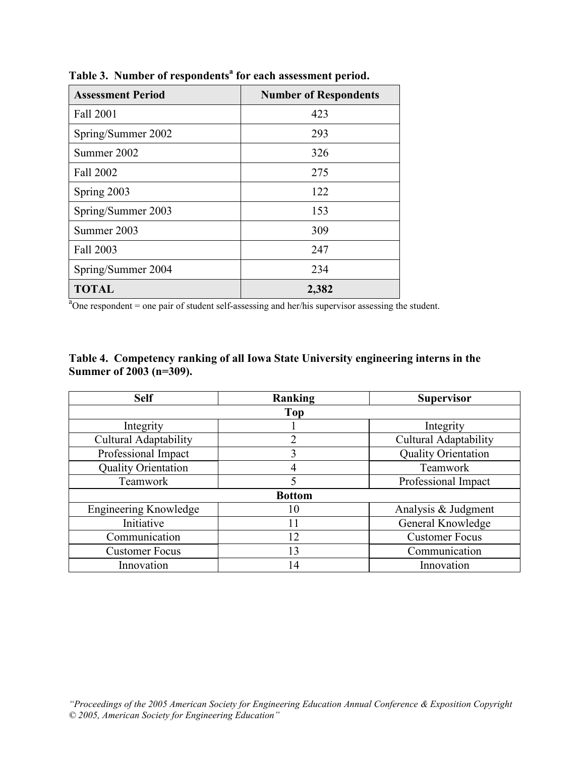**Table 3. Number of respondents[a] for each assessment period.**

| Assessment Period | Number of Respondents |
|---|---|
| Fall 2001 | 423 |
| Spring/Summer 2002 | 293 |
| Summer 2002 | 326 |
| Fall 2002 | 275 |
| Spring 2003 | 122 |
| Spring/Summer 2003 | 153 |
| Summer 2003 | 309 |
| Fall 2003 | 247 |
| Spring/Summer 2004 | 234 |
| **TOTAL** | **2,382** |

[a]One respondent = one pair of student self-assessing and her/his supervisor assessing the student.

**Table 4. Competency ranking of all Iowa State University engineering interns in the Summer of 2003 (n=309).**

| Self | Ranking | Supervisor |
|---|---|---|
| | **Top** | |
| Integrity | 1 | Integrity |
| Cultural Adaptability | 2 | Cultural Adaptability |
| Professional Impact | 3 | Quality Orientation |
| Quality Orientation | 4 | Teamwork |
| Teamwork | 5 | Professional Impact |
| | **Bottom** | |
| Engineering Knowledge | 10 | Analysis & Judgment |
| Initiative | 11 | General Knowledge |
| Communication | 12 | Customer Focus |
| Customer Focus | 13 | Communication |
| Innovation | 14 | Innovation |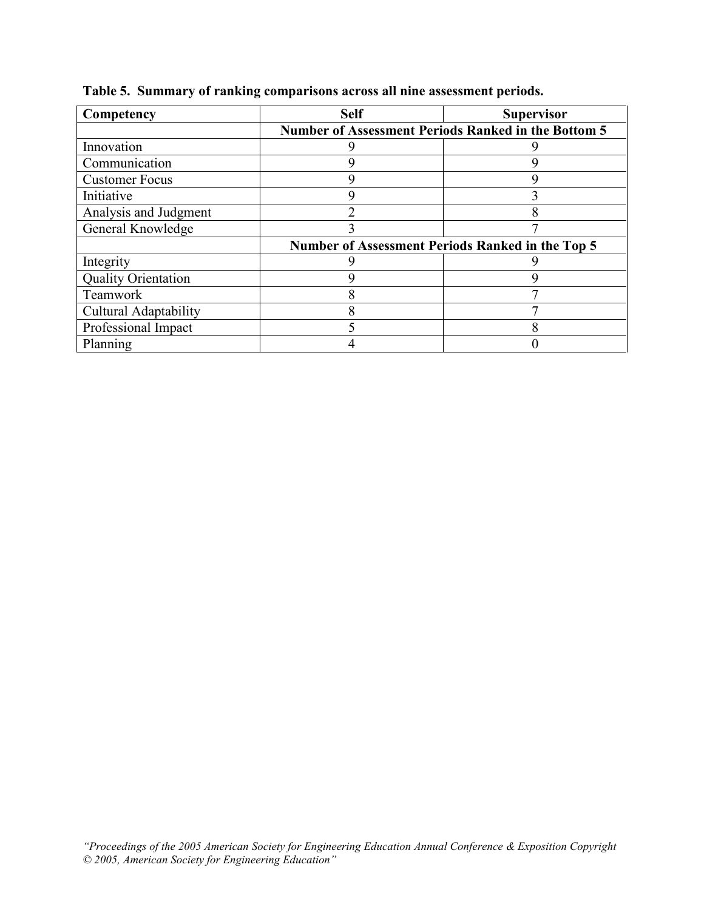**Table 5. Summary of ranking comparisons across all nine assessment periods.**

| Competency | Self | Supervisor |
|---|---|---|
| | **Number of Assessment Periods Ranked in the Bottom 5** | |
| Innovation | 9 | 9 |
| Communication | 9 | 9 |
| Customer Focus | 9 | 9 |
| Initiative | 9 | 3 |
| Analysis and Judgment | 2 | 8 |
| General Knowledge | 3 | 7 |
| | **Number of Assessment Periods Ranked in the Top 5** | |
| Integrity | 9 | 9 |
| Quality Orientation | 9 | 9 |
| Teamwork | 8 | 7 |
| Cultural Adaptability | 8 | 7 |
| Professional Impact | 5 | 8 |
| Planning | 4 | 0 |